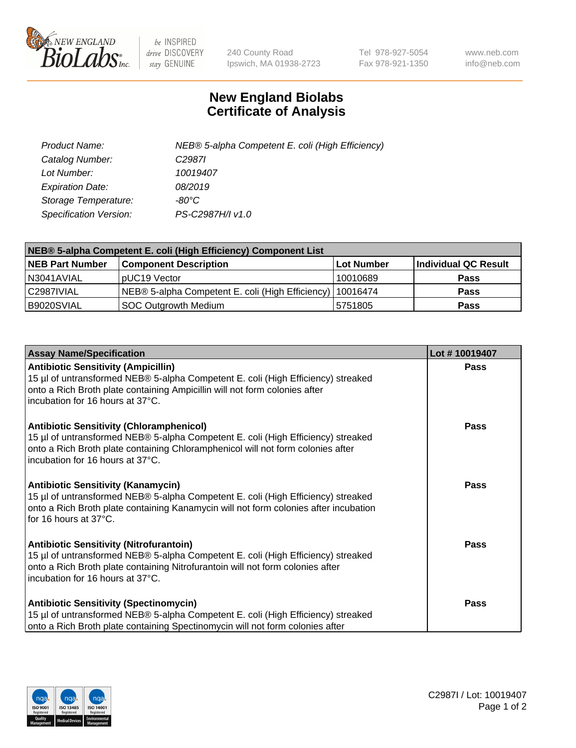NEW ENGLAND BioLabs Inc. | be INSPIRED drive DISCOVERY stay GENUINE | 240 County Road Ipswich, MA 01938-2723 | Tel 978-927-5054 Fax 978-921-1350 | www.neb.com info@neb.com

# New England Biolabs Certificate of Analysis

| | |
|---|---|
| *Product Name:* | *NEB® 5-alpha Competent E. coli (High Efficiency)* |
| *Catalog Number:* | *C2987I* |
| *Lot Number:* | *10019407* |
| *Expiration Date:* | *08/2019* |
| *Storage Temperature:* | *-80°C* |
| *Specification Version:* | *PS-C2987H/I v1.0* |

| **NEB® 5-alpha Competent E. coli (High Efficiency) Component List** | | | |
|---|---|---|---|
| **NEB Part Number** | **Component Description** | **Lot Number** | **Individual QC Result** |
| N3041AVIAL | pUC19 Vector | 10010689 | **Pass** |
| C2987IVIAL | NEB® 5-alpha Competent E. coli (High Efficiency) | 10016474 | **Pass** |
| B9020SVIAL | SOC Outgrowth Medium | 5751805 | **Pass** |

| **Assay Name/Specification** | **Lot # 10019407** |
|---|---|
| **Antibiotic Sensitivity (Ampicillin)** 15 µl of untransformed NEB® 5-alpha Competent E. coli (High Efficiency) streaked onto a Rich Broth plate containing Ampicillin will not form colonies after incubation for 16 hours at 37°C. | **Pass** |
| **Antibiotic Sensitivity (Chloramphenicol)** 15 µl of untransformed NEB® 5-alpha Competent E. coli (High Efficiency) streaked onto a Rich Broth plate containing Chloramphenicol will not form colonies after incubation for 16 hours at 37°C. | **Pass** |
| **Antibiotic Sensitivity (Kanamycin)** 15 µl of untransformed NEB® 5-alpha Competent E. coli (High Efficiency) streaked onto a Rich Broth plate containing Kanamycin will not form colonies after incubation for 16 hours at 37°C. | **Pass** |
| **Antibiotic Sensitivity (Nitrofurantoin)** 15 µl of untransformed NEB® 5-alpha Competent E. coli (High Efficiency) streaked onto a Rich Broth plate containing Nitrofurantoin will not form colonies after incubation for 16 hours at 37°C. | **Pass** |
| **Antibiotic Sensitivity (Spectinomycin)** 15 µl of untransformed NEB® 5-alpha Competent E. coli (High Efficiency) streaked onto a Rich Broth plate containing Spectinomycin will not form colonies after | **Pass** |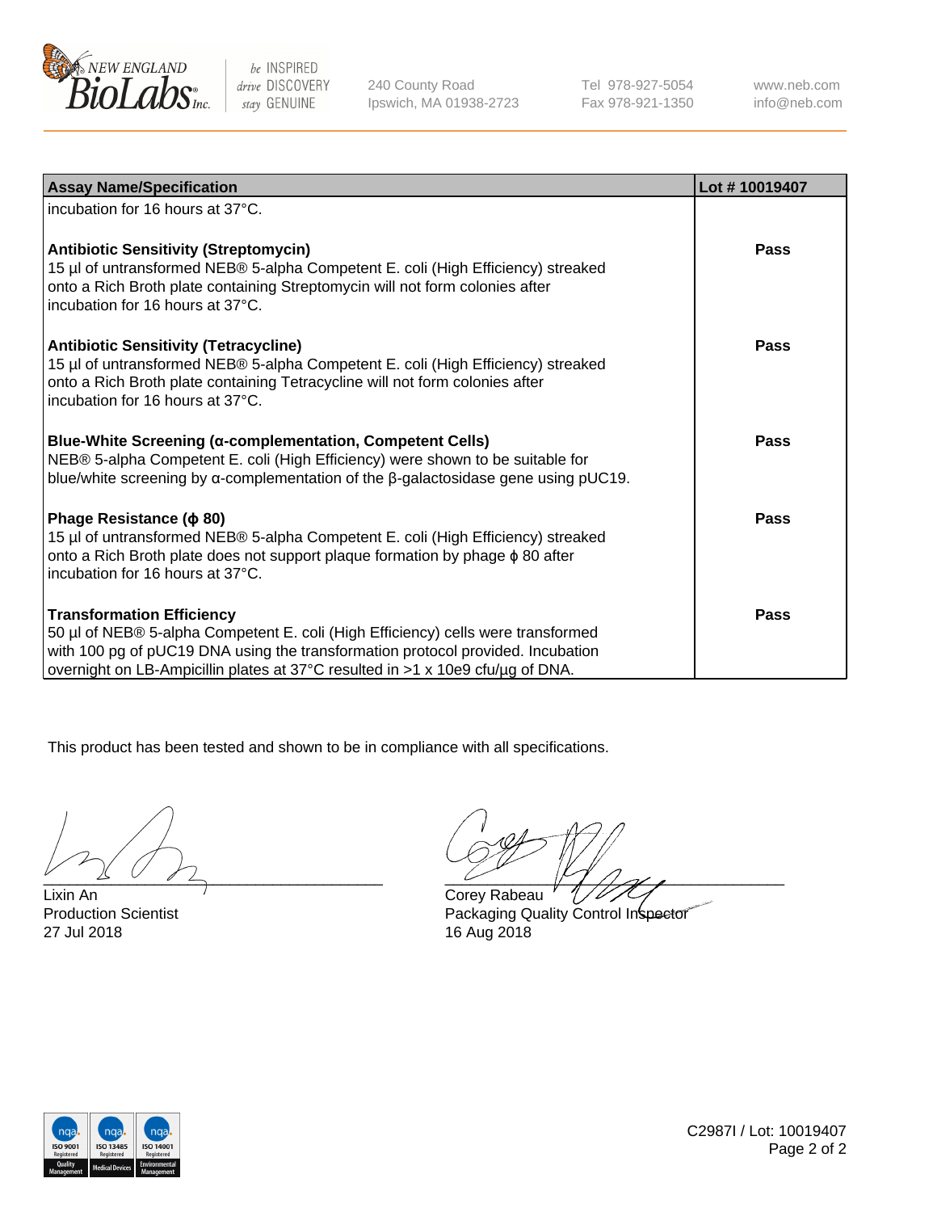| Assay Name/Specification | Lot # 10019407 |
| --- | --- |
| incubation for 16 hours at 37°C. | |
| **Antibiotic Sensitivity (Streptomycin)**<br>15 µl of untransformed NEB® 5-alpha Competent E. coli (High Efficiency) streaked onto a Rich Broth plate containing Streptomycin will not form colonies after incubation for 16 hours at 37°C. | **Pass** |
| **Antibiotic Sensitivity (Tetracycline)**<br>15 µl of untransformed NEB® 5-alpha Competent E. coli (High Efficiency) streaked onto a Rich Broth plate containing Tetracycline will not form colonies after incubation for 16 hours at 37°C. | **Pass** |
| **Blue-White Screening (α-complementation, Competent Cells)**<br>NEB® 5-alpha Competent E. coli (High Efficiency) were shown to be suitable for blue/white screening by α-complementation of the β-galactosidase gene using pUC19. | **Pass** |
| **Phage Resistance (ϕ 80)**<br>15 µl of untransformed NEB® 5-alpha Competent E. coli (High Efficiency) streaked onto a Rich Broth plate does not support plaque formation by phage ϕ 80 after incubation for 16 hours at 37°C. | **Pass** |
| **Transformation Efficiency**<br>50 µl of NEB® 5-alpha Competent E. coli (High Efficiency) cells were transformed with 100 pg of pUC19 DNA using the transformation protocol provided. Incubation overnight on LB-Ampicillin plates at 37°C resulted in >1 x 10e9 cfu/µg of DNA. | **Pass** |

This product has been tested and shown to be in compliance with all specifications.

Lixin An
Production Scientist
27 Jul 2018

Corey Rabeau
Packaging Quality Control Inspector
16 Aug 2018

C2987I / Lot: 10019407